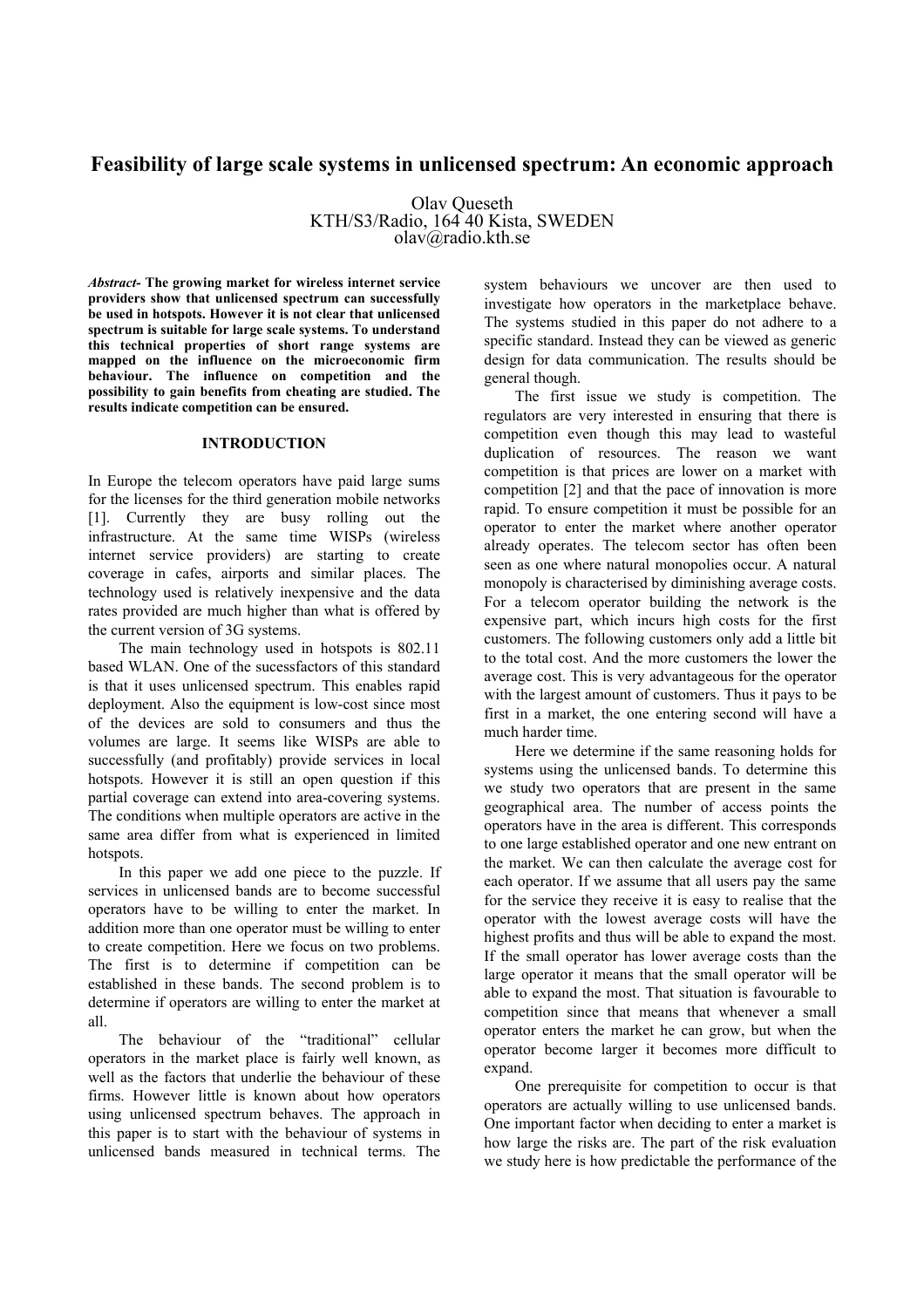# Feasibility of large scale systems in unlicensed spectrum: An economic approach

Olav Queseth
KTH/S3/Radio, 164 40 Kista, SWEDEN
olav@radio.kth.se

***Abstract*- The growing market for wireless internet service providers show that unlicensed spectrum can successfully be used in hotspots. However it is not clear that unlicensed spectrum is suitable for large scale systems. To understand this technical properties of short range systems are mapped on the influence on the microeconomic firm behaviour. The influence on competition and the possibility to gain benefits from cheating are studied. The results indicate competition can be ensured.**

## INTRODUCTION

In Europe the telecom operators have paid large sums for the licenses for the third generation mobile networks [1]. Currently they are busy rolling out the infrastructure. At the same time WISPs (wireless internet service providers) are starting to create coverage in cafes, airports and similar places. The technology used is relatively inexpensive and the data rates provided are much higher than what is offered by the current version of 3G systems.

The main technology used in hotspots is 802.11 based WLAN. One of the sucessfactors of this standard is that it uses unlicensed spectrum. This enables rapid deployment. Also the equipment is low-cost since most of the devices are sold to consumers and thus the volumes are large. It seems like WISPs are able to successfully (and profitably) provide services in local hotspots. However it is still an open question if this partial coverage can extend into area-covering systems. The conditions when multiple operators are active in the same area differ from what is experienced in limited hotspots.

In this paper we add one piece to the puzzle. If services in unlicensed bands are to become successful operators have to be willing to enter the market. In addition more than one operator must be willing to enter to create competition. Here we focus on two problems. The first is to determine if competition can be established in these bands. The second problem is to determine if operators are willing to enter the market at all.

The behaviour of the "traditional" cellular operators in the market place is fairly well known, as well as the factors that underlie the behaviour of these firms. However little is known about how operators using unlicensed spectrum behaves. The approach in this paper is to start with the behaviour of systems in unlicensed bands measured in technical terms. The system behaviours we uncover are then used to investigate how operators in the marketplace behave. The systems studied in this paper do not adhere to a specific standard. Instead they can be viewed as generic design for data communication. The results should be general though.

The first issue we study is competition. The regulators are very interested in ensuring that there is competition even though this may lead to wasteful duplication of resources. The reason we want competition is that prices are lower on a market with competition [2] and that the pace of innovation is more rapid. To ensure competition it must be possible for an operator to enter the market where another operator already operates. The telecom sector has often been seen as one where natural monopolies occur. A natural monopoly is characterised by diminishing average costs. For a telecom operator building the network is the expensive part, which incurs high costs for the first customers. The following customers only add a little bit to the total cost. And the more customers the lower the average cost. This is very advantageous for the operator with the largest amount of customers. Thus it pays to be first in a market, the one entering second will have a much harder time.

Here we determine if the same reasoning holds for systems using the unlicensed bands. To determine this we study two operators that are present in the same geographical area. The number of access points the operators have in the area is different. This corresponds to one large established operator and one new entrant on the market. We can then calculate the average cost for each operator. If we assume that all users pay the same for the service they receive it is easy to realise that the operator with the lowest average costs will have the highest profits and thus will be able to expand the most. If the small operator has lower average costs than the large operator it means that the small operator will be able to expand the most. That situation is favourable to competition since that means that whenever a small operator enters the market he can grow, but when the operator become larger it becomes more difficult to expand.

One prerequisite for competition to occur is that operators are actually willing to use unlicensed bands. One important factor when deciding to enter a market is how large the risks are. The part of the risk evaluation we study here is how predictable the performance of the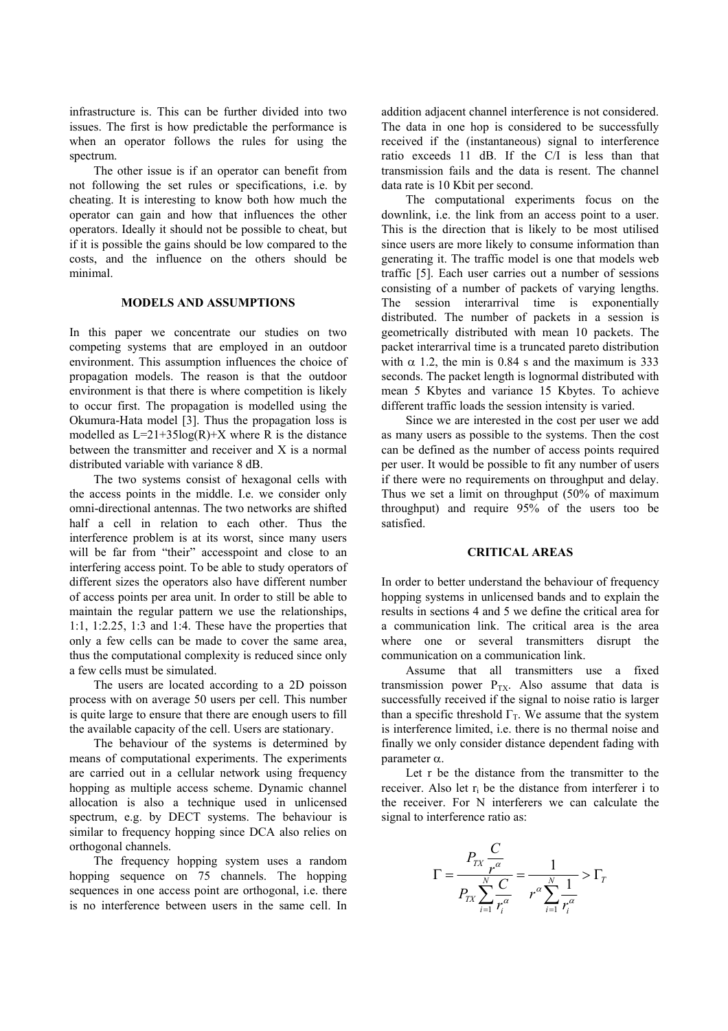infrastructure is. This can be further divided into two issues. The first is how predictable the performance is when an operator follows the rules for using the spectrum.

The other issue is if an operator can benefit from not following the set rules or specifications, i.e. by cheating. It is interesting to know both how much the operator can gain and how that influences the other operators. Ideally it should not be possible to cheat, but if it is possible the gains should be low compared to the costs, and the influence on the others should be minimal.

## MODELS AND ASSUMPTIONS

In this paper we concentrate our studies on two competing systems that are employed in an outdoor environment. This assumption influences the choice of propagation models. The reason is that the outdoor environment is that there is where competition is likely to occur first. The propagation is modelled using the Okumura-Hata model [3]. Thus the propagation loss is modelled as L=21+35log(R)+X where R is the distance between the transmitter and receiver and X is a normal distributed variable with variance 8 dB.

The two systems consist of hexagonal cells with the access points in the middle. I.e. we consider only omni-directional antennas. The two networks are shifted half a cell in relation to each other. Thus the interference problem is at its worst, since many users will be far from "their" accesspoint and close to an interfering access point. To be able to study operators of different sizes the operators also have different number of access points per area unit. In order to still be able to maintain the regular pattern we use the relationships, 1:1, 1:2.25, 1:3 and 1:4. These have the properties that only a few cells can be made to cover the same area, thus the computational complexity is reduced since only a few cells must be simulated.

The users are located according to a 2D poisson process with on average 50 users per cell. This number is quite large to ensure that there are enough users to fill the available capacity of the cell. Users are stationary.

The behaviour of the systems is determined by means of computational experiments. The experiments are carried out in a cellular network using frequency hopping as multiple access scheme. Dynamic channel allocation is also a technique used in unlicensed spectrum, e.g. by DECT systems. The behaviour is similar to frequency hopping since DCA also relies on orthogonal channels.

The frequency hopping system uses a random hopping sequence on 75 channels. The hopping sequences in one access point are orthogonal, i.e. there is no interference between users in the same cell. In addition adjacent channel interference is not considered. The data in one hop is considered to be successfully received if the (instantaneous) signal to interference ratio exceeds 11 dB. If the C/I is less than that transmission fails and the data is resent. The channel data rate is 10 Kbit per second.

The computational experiments focus on the downlink, i.e. the link from an access point to a user. This is the direction that is likely to be most utilised since users are more likely to consume information than generating it. The traffic model is one that models web traffic [5]. Each user carries out a number of sessions consisting of a number of packets of varying lengths. The session interarrival time is exponentially distributed. The number of packets in a session is geometrically distributed with mean 10 packets. The packet interarrival time is a truncated pareto distribution with $\alpha$ 1.2, the min is 0.84 s and the maximum is 333 seconds. The packet length is lognormal distributed with mean 5 Kbytes and variance 15 Kbytes. To achieve different traffic loads the session intensity is varied.

Since we are interested in the cost per user we add as many users as possible to the systems. Then the cost can be defined as the number of access points required per user. It would be possible to fit any number of users if there were no requirements on throughput and delay. Thus we set a limit on throughput (50% of maximum throughput) and require 95% of the users too be satisfied.

## CRITICAL AREAS

In order to better understand the behaviour of frequency hopping systems in unlicensed bands and to explain the results in sections 4 and 5 we define the critical area for a communication link. The critical area is the area where one or several transmitters disrupt the communication on a communication link.

Assume that all transmitters use a fixed transmission power $P_{TX}$. Also assume that data is successfully received if the signal to noise ratio is larger than a specific threshold $\Gamma_T$. We assume that the system is interference limited, i.e. there is no thermal noise and finally we only consider distance dependent fading with parameter $\alpha$.

Let r be the distance from the transmitter to the receiver. Also let $r_i$ be the distance from interferer i to the receiver. For N interferers we can calculate the signal to interference ratio as:

$$\Gamma = \frac{P_{TX}\dfrac{C}{r^{\alpha}}}{P_{TX}\displaystyle\sum_{i=1}^{N}\dfrac{C}{r_i^{\alpha}}} = \frac{1}{r^{\alpha}\displaystyle\sum_{i=1}^{N}\dfrac{1}{r_i^{\alpha}}} > \Gamma_T$$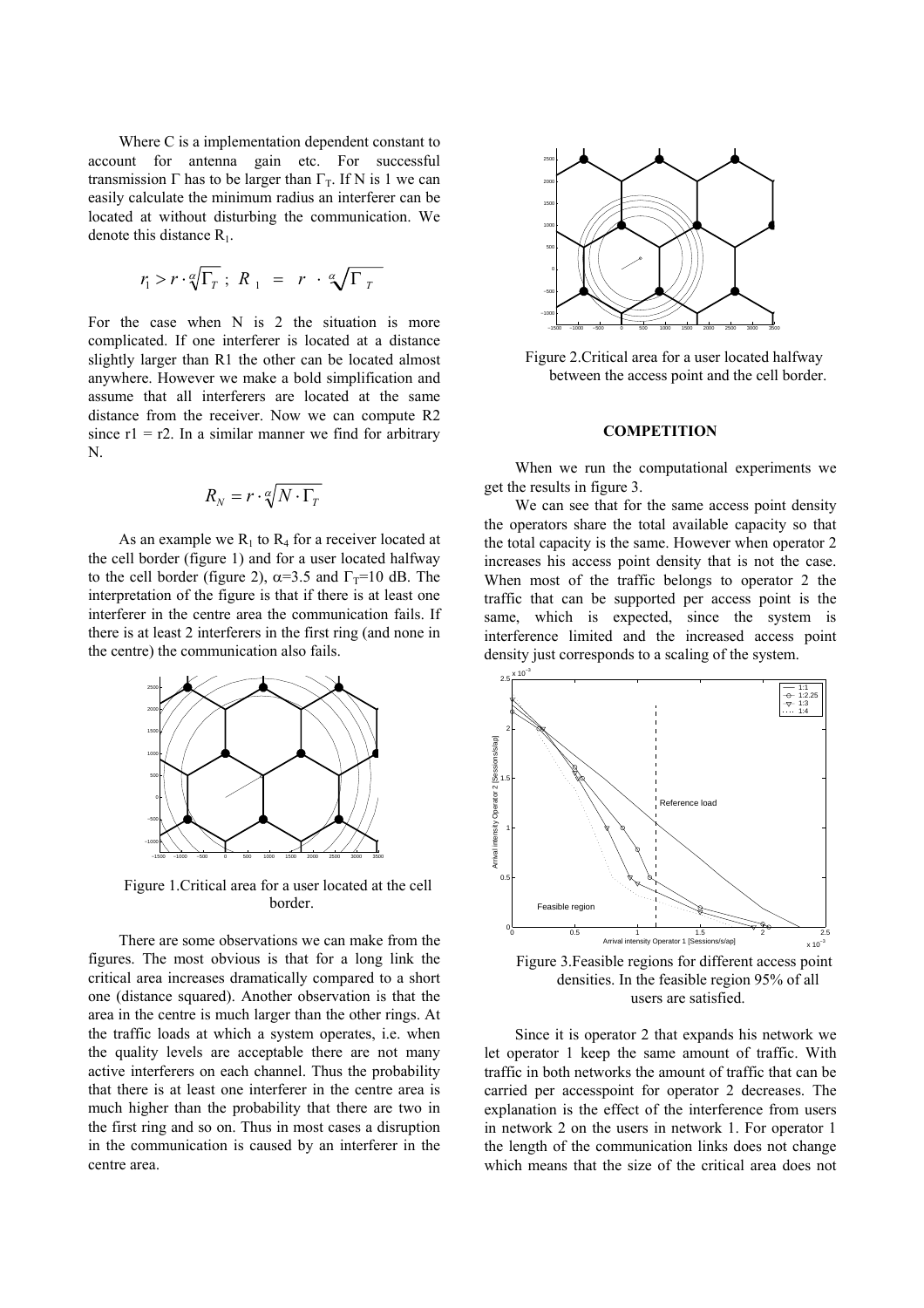Where C is a implementation dependent constant to account for antenna gain etc. For successful transmission $\Gamma$ has to be larger than $\Gamma_T$. If N is 1 we can easily calculate the minimum radius an interferer can be located at without disturbing the communication. We denote this distance $R_1$.

$$r_1 > r \cdot \sqrt[\alpha]{\Gamma_T} \;;\; R_1 = r \cdot \sqrt[\alpha]{\Gamma_T}$$

For the case when N is 2 the situation is more complicated. If one interferer is located at a distance slightly larger than R1 the other can be located almost anywhere. However we make a bold simplification and assume that all interferers are located at the same distance from the receiver. Now we can compute R2 since r1 = r2. In a similar manner we find for arbitrary N.

$$R_N = r \cdot \sqrt[\alpha]{N \cdot \Gamma_T}$$

As an example we $R_1$ to $R_4$ for a receiver located at the cell border (figure 1) and for a user located halfway to the cell border (figure 2), $\alpha$=3.5 and $\Gamma_T$=10 dB. The interpretation of the figure is that if there is at least one interferer in the centre area the communication fails. If there is at least 2 interferers in the first ring (and none in the centre) the communication also fails.

Figure 1.Critical area for a user located at the cell border.

There are some observations we can make from the figures. The most obvious is that for a long link the critical area increases dramatically compared to a short one (distance squared). Another observation is that the area in the centre is much larger than the other rings. At the traffic loads at which a system operates, i.e. when the quality levels are acceptable there are not many active interferers on each channel. Thus the probability that there is at least one interferer in the centre area is much higher than the probability that there are two in the first ring and so on. Thus in most cases a disruption in the communication is caused by an interferer in the centre area.

Figure 2.Critical area for a user located halfway between the access point and the cell border.

## COMPETITION

When we run the computational experiments we get the results in figure 3.

We can see that for the same access point density the operators share the total available capacity so that the total capacity is the same. However when operator 2 increases his access point density that is not the case. When most of the traffic belongs to operator 2 the traffic that can be supported per access point is the same, which is expected, since the system is interference limited and the increased access point density just corresponds to a scaling of the system.

Figure 3.Feasible regions for different access point densities. In the feasible region 95% of all users are satisfied.

Since it is operator 2 that expands his network we let operator 1 keep the same amount of traffic. With traffic in both networks the amount of traffic that can be carried per accesspoint for operator 2 decreases. The explanation is the effect of the interference from users in network 2 on the users in network 1. For operator 1 the length of the communication links does not change which means that the size of the critical area does not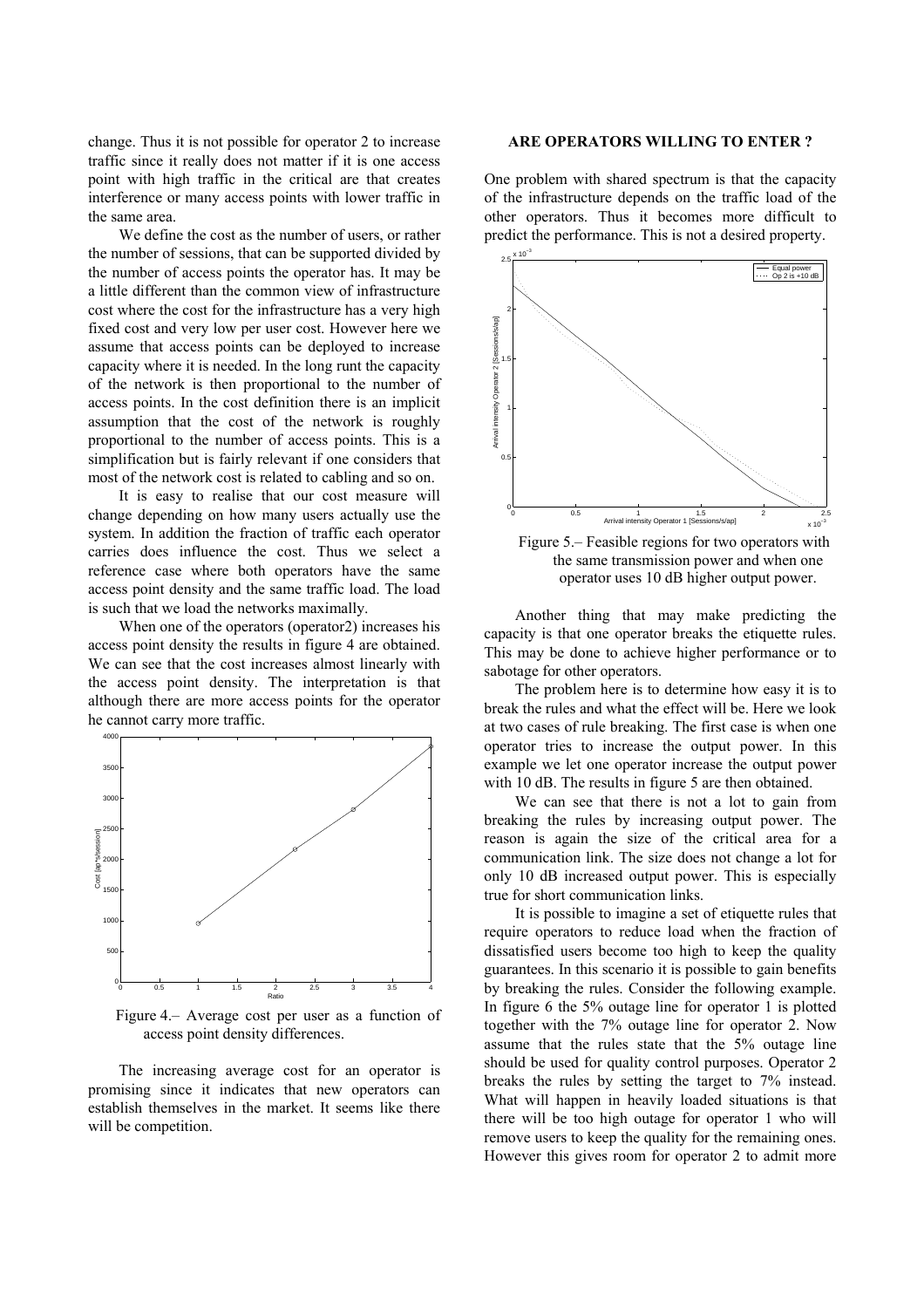change. Thus it is not possible for operator 2 to increase traffic since it really does not matter if it is one access point with high traffic in the critical are that creates interference or many access points with lower traffic in the same area.

We define the cost as the number of users, or rather the number of sessions, that can be supported divided by the number of access points the operator has. It may be a little different than the common view of infrastructure cost where the cost for the infrastructure has a very high fixed cost and very low per user cost. However here we assume that access points can be deployed to increase capacity where it is needed. In the long runt the capacity of the network is then proportional to the number of access points. In the cost definition there is an implicit assumption that the cost of the network is roughly proportional to the number of access points. This is a simplification but is fairly relevant if one considers that most of the network cost is related to cabling and so on.

It is easy to realise that our cost measure will change depending on how many users actually use the system. In addition the fraction of traffic each operator carries does influence the cost. Thus we select a reference case where both operators have the same access point density and the same traffic load. The load is such that we load the networks maximally.

When one of the operators (operator2) increases his access point density the results in figure 4 are obtained. We can see that the cost increases almost linearly with the access point density. The interpretation is that although there are more access points for the operator he cannot carry more traffic.

Figure 4.– Average cost per user as a function of access point density differences.

The increasing average cost for an operator is promising since it indicates that new operators can establish themselves in the market. It seems like there will be competition.

## ARE OPERATORS WILLING TO ENTER ?

One problem with shared spectrum is that the capacity of the infrastructure depends on the traffic load of the other operators. Thus it becomes more difficult to predict the performance. This is not a desired property.

Figure 5.– Feasible regions for two operators with the same transmission power and when one operator uses 10 dB higher output power.

Another thing that may make predicting the capacity is that one operator breaks the etiquette rules. This may be done to achieve higher performance or to sabotage for other operators.

The problem here is to determine how easy it is to break the rules and what the effect will be. Here we look at two cases of rule breaking. The first case is when one operator tries to increase the output power. In this example we let one operator increase the output power with 10 dB. The results in figure 5 are then obtained.

We can see that there is not a lot to gain from breaking the rules by increasing output power. The reason is again the size of the critical area for a communication link. The size does not change a lot for only 10 dB increased output power. This is especially true for short communication links.

It is possible to imagine a set of etiquette rules that require operators to reduce load when the fraction of dissatisfied users become too high to keep the quality guarantees. In this scenario it is possible to gain benefits by breaking the rules. Consider the following example. In figure 6 the 5% outage line for operator 1 is plotted together with the 7% outage line for operator 2. Now assume that the rules state that the 5% outage line should be used for quality control purposes. Operator 2 breaks the rules by setting the target to 7% instead. What will happen in heavily loaded situations is that there will be too high outage for operator 1 who will remove users to keep the quality for the remaining ones. However this gives room for operator 2 to admit more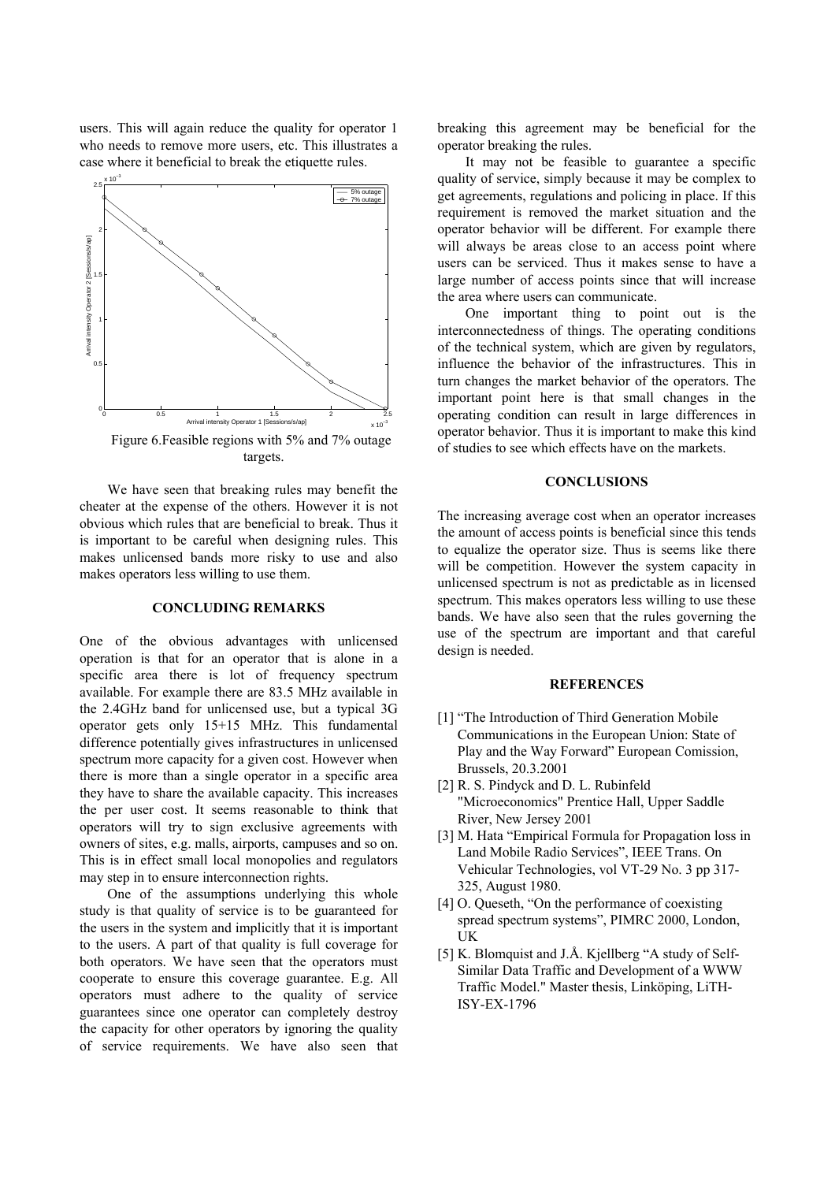users. This will again reduce the quality for operator 1 who needs to remove more users, etc. This illustrates a case where it beneficial to break the etiquette rules.

x 10^-3
2.5
2
1.5
1
0.5
0
Arrival intensity Operator 2 [Sessions/s/ap]
0 0.5 1 1.5 2 2.5
Arrival intensity Operator 1 [Sessions/s/ap]
x 10^-3
5% outage
7% outage

Figure 6.Feasible regions with 5% and 7% outage targets.

We have seen that breaking rules may benefit the cheater at the expense of the others. However it is not obvious which rules that are beneficial to break. Thus it is important to be careful when designing rules. This makes unlicensed bands more risky to use and also makes operators less willing to use them.

## CONCLUDING REMARKS

One of the obvious advantages with unlicensed operation is that for an operator that is alone in a specific area there is lot of frequency spectrum available. For example there are 83.5 MHz available in the 2.4GHz band for unlicensed use, but a typical 3G operator gets only 15+15 MHz. This fundamental difference potentially gives infrastructures in unlicensed spectrum more capacity for a given cost. However when there is more than a single operator in a specific area they have to share the available capacity. This increases the per user cost. It seems reasonable to think that operators will try to sign exclusive agreements with owners of sites, e.g. malls, airports, campuses and so on. This is in effect small local monopolies and regulators may step in to ensure interconnection rights.

One of the assumptions underlying this whole study is that quality of service is to be guaranteed for the users in the system and implicitly that it is important to the users. A part of that quality is full coverage for both operators. We have seen that the operators must cooperate to ensure this coverage guarantee. E.g. All operators must adhere to the quality of service guarantees since one operator can completely destroy the capacity for other operators by ignoring the quality of service requirements. We have also seen that breaking this agreement may be beneficial for the operator breaking the rules.

It may not be feasible to guarantee a specific quality of service, simply because it may be complex to get agreements, regulations and policing in place. If this requirement is removed the market situation and the operator behavior will be different. For example there will always be areas close to an access point where users can be serviced. Thus it makes sense to have a large number of access points since that will increase the area where users can communicate.

One important thing to point out is the interconnectedness of things. The operating conditions of the technical system, which are given by regulators, influence the behavior of the infrastructures. This in turn changes the market behavior of the operators. The important point here is that small changes in the operating condition can result in large differences in operator behavior. Thus it is important to make this kind of studies to see which effects have on the markets.

## CONCLUSIONS

The increasing average cost when an operator increases the amount of access points is beneficial since this tends to equalize the operator size. Thus is seems like there will be competition. However the system capacity in unlicensed spectrum is not as predictable as in licensed spectrum. This makes operators less willing to use these bands. We have also seen that the rules governing the use of the spectrum are important and that careful design is needed.

## REFERENCES

[1] "The Introduction of Third Generation Mobile Communications in the European Union: State of Play and the Way Forward" European Comission, Brussels, 20.3.2001

[2] R. S. Pindyck and D. L. Rubinfeld "Microeconomics" Prentice Hall, Upper Saddle River, New Jersey 2001

[3] M. Hata "Empirical Formula for Propagation loss in Land Mobile Radio Services", IEEE Trans. On Vehicular Technologies, vol VT-29 No. 3 pp 317-325, August 1980.

[4] O. Queseth, "On the performance of coexisting spread spectrum systems", PIMRC 2000, London, UK

[5] K. Blomquist and J.Å. Kjellberg "A study of Self-Similar Data Traffic and Development of a WWW Traffic Model." Master thesis, Linköping, LiTH-ISY-EX-1796